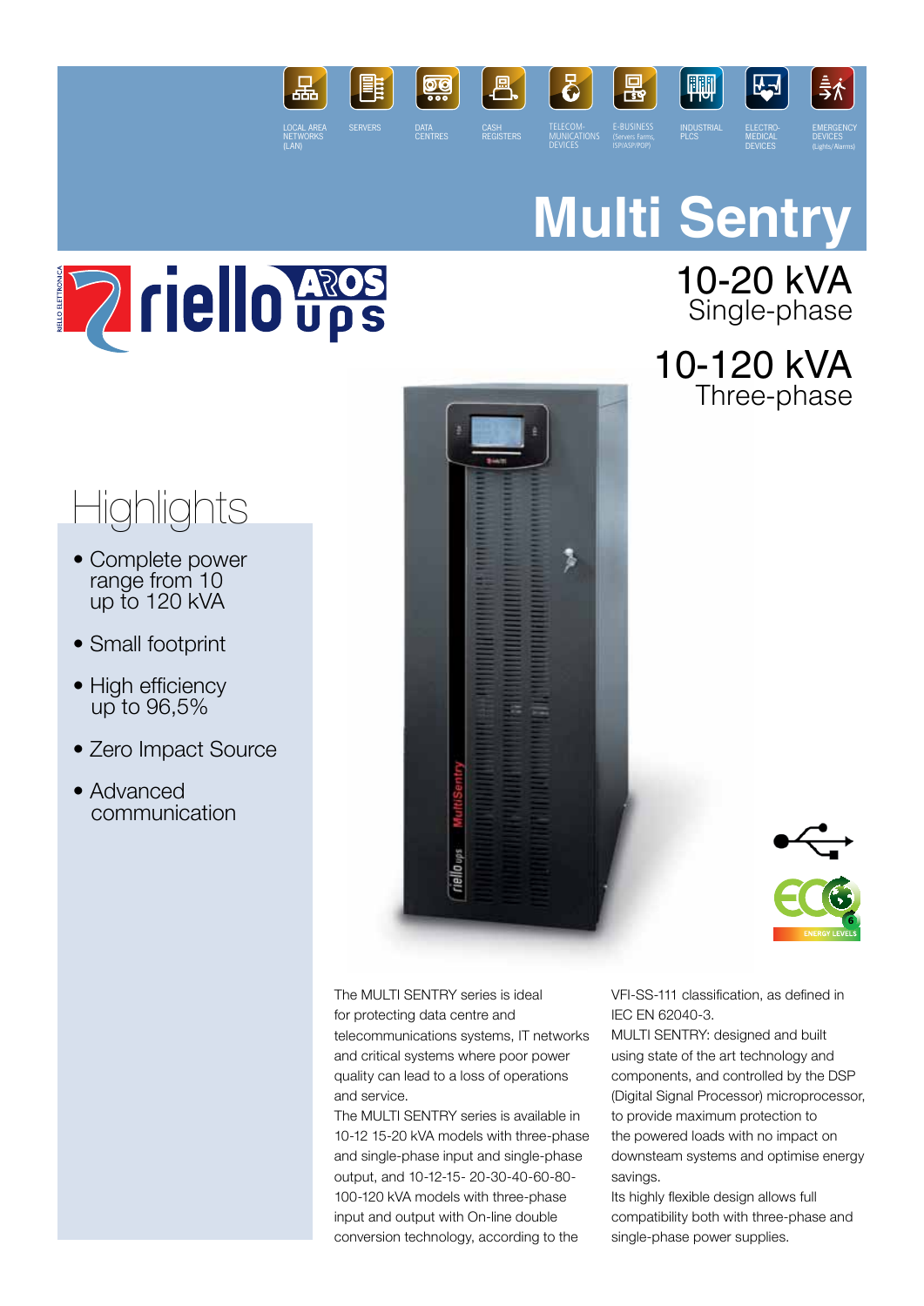LOCAL AREA NETWORKS (LAN) | SERVERS | DATA CENTRES | CASH REGISTERS | TELECOMMUNICATIONS DEVICES | E-BUSINESS (Servers Farms, ISP/ASP/POP) | INDUSTRIAL PLCS | ELECTRO-MEDICAL DEVICES | EMERGENCY DEVICES (Lights/Alarms)

# Multi Sentry

## 10-20 kVA
Single-phase

## 10-120 kVA
Three-phase

## Highlights

- Complete power range from 10 up to 120 kVA
- Small footprint
- High efficiency up to 96,5%
- Zero Impact Source
- Advanced communication

The MULTI SENTRY series is ideal for protecting data centre and telecommunications systems, IT networks and critical systems where poor power quality can lead to a loss of operations and service.
The MULTI SENTRY series is available in 10-12 15-20 kVA models with three-phase and single-phase input and single-phase output, and 10-12-15- 20-30-40-60-80-100-120 kVA models with three-phase input and output with On-line double conversion technology, according to the VFI-SS-111 classification, as defined in IEC EN 62040-3.
MULTI SENTRY: designed and built using state of the art technology and components, and controlled by the DSP (Digital Signal Processor) microprocessor, to provide maximum protection to the powered loads with no impact on downsteam systems and optimise energy savings.
Its highly flexible design allows full compatibility both with three-phase and single-phase power supplies.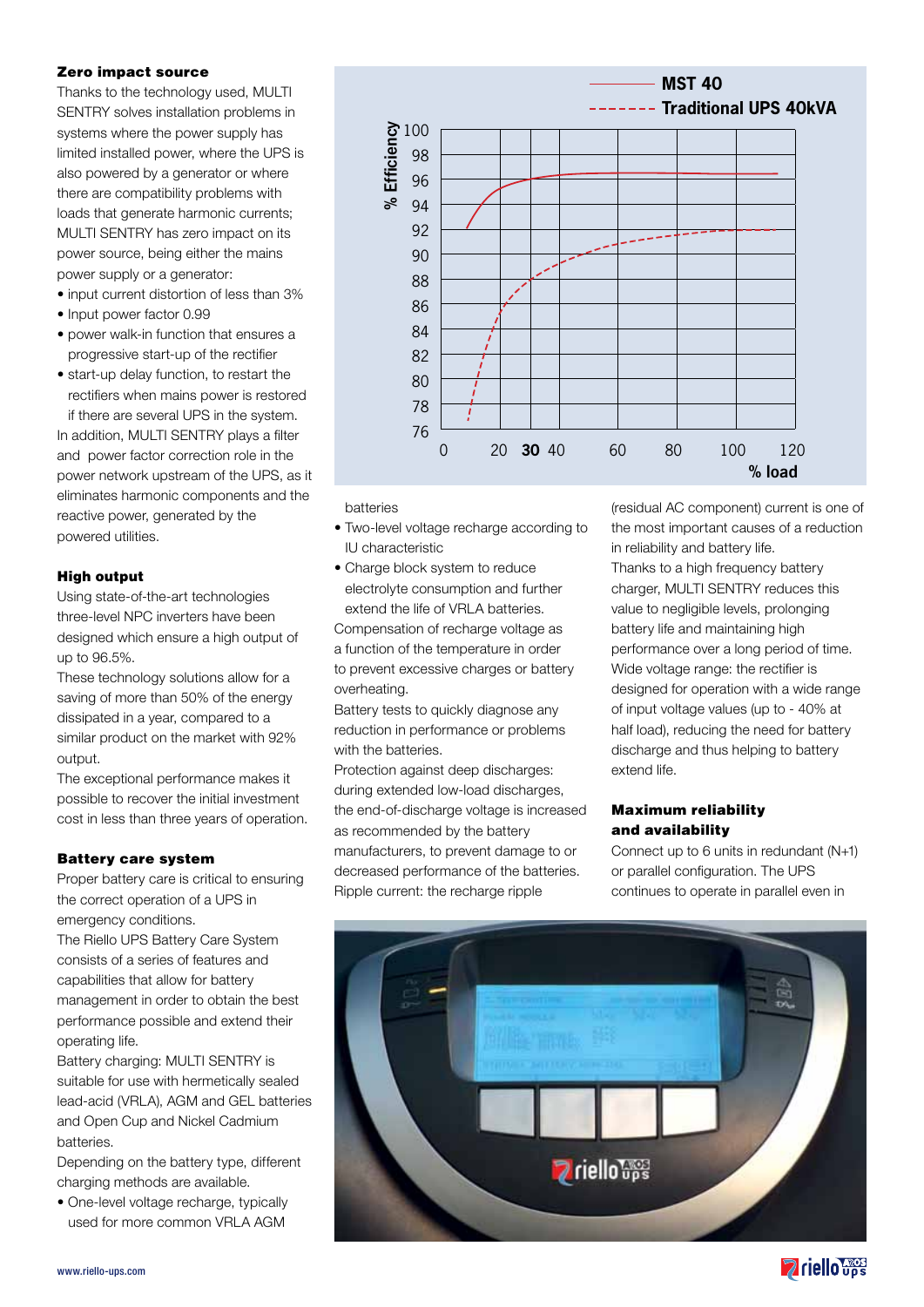**Zero impact source**

Thanks to the technology used, MULTI SENTRY solves installation problems in systems where the power supply has limited installed power, where the UPS is also powered by a generator or where there are compatibility problems with loads that generate harmonic currents; MULTI SENTRY has zero impact on its power source, being either the mains power supply or a generator:

- input current distortion of less than 3%
- Input power factor 0.99
- power walk-in function that ensures a progressive start-up of the rectifier
- start-up delay function, to restart the rectifiers when mains power is restored if there are several UPS in the system.

In addition, MULTI SENTRY plays a filter and power factor correction role in the power network upstream of the UPS, as it eliminates harmonic components and the reactive power, generated by the powered utilities.

**High output**

Using state-of-the-art technologies three-level NPC inverters have been designed which ensure a high output of up to 96.5%.

These technology solutions allow for a saving of more than 50% of the energy dissipated in a year, compared to a similar product on the market with 92% output.

The exceptional performance makes it possible to recover the initial investment cost in less than three years of operation.

**Battery care system**

Proper battery care is critical to ensuring the correct operation of a UPS in emergency conditions.

The Riello UPS Battery Care System consists of a series of features and capabilities that allow for battery management in order to obtain the best performance possible and extend their operating life.

Battery charging: MULTI SENTRY is suitable for use with hermetically sealed lead-acid (VRLA), AGM and GEL batteries and Open Cup and Nickel Cadmium batteries.

Depending on the battery type, different charging methods are available.

- One-level voltage recharge, typically used for more common VRLA AGM batteries
- Two-level voltage recharge according to IU characteristic
- Charge block system to reduce electrolyte consumption and further extend the life of VRLA batteries.

Compensation of recharge voltage as a function of the temperature in order to prevent excessive charges or battery overheating.

Battery tests to quickly diagnose any reduction in performance or problems with the batteries.

Protection against deep discharges: during extended low-load discharges, the end-of-discharge voltage is increased as recommended by the battery manufacturers, to prevent damage to or decreased performance of the batteries.

Ripple current: the recharge ripple (residual AC component) current is one of the most important causes of a reduction in reliability and battery life.

Thanks to a high frequency battery charger, MULTI SENTRY reduces this value to negligible levels, prolonging battery life and maintaining high performance over a long period of time.

Wide voltage range: the rectifier is designed for operation with a wide range of input voltage values (up to - 40% at half load), reducing the need for battery discharge and thus helping to battery extend life.

**Maximum reliability and availability**

Connect up to 6 units in redundant (N+1) or parallel configuration. The UPS continues to operate in parallel even in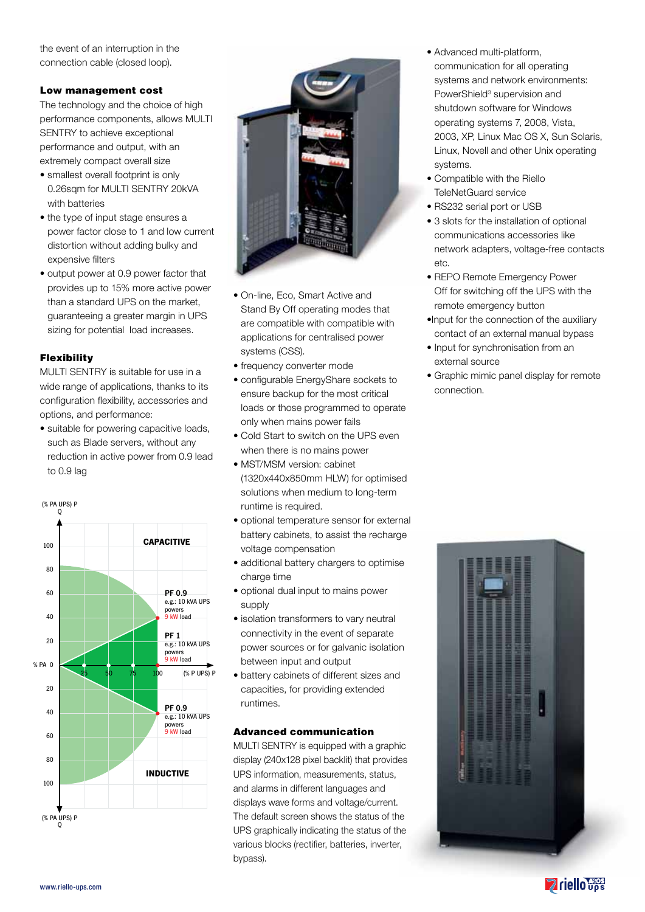the event of an interruption in the connection cable (closed loop).

### Low management cost

The technology and the choice of high performance components, allows MULTI SENTRY to achieve exceptional performance and output, with an extremely compact overall size

- smallest overall footprint is only 0.26sqm for MULTI SENTRY 20kVA with batteries
- the type of input stage ensures a power factor close to 1 and low current distortion without adding bulky and expensive filters
- output power at 0.9 power factor that provides up to 15% more active power than a standard UPS on the market, guaranteeing a greater margin in UPS sizing for potential load increases.

### Flexibility

MULTI SENTRY is suitable for use in a wide range of applications, thanks to its configuration flexibility, accessories and options, and performance:

- suitable for powering capacitive loads, such as Blade servers, without any reduction in active power from 0.9 lead to 0.9 lag

(% PA UPS) P Q

CAPACITIVE

PF 0.9 e.g.: 10 kVA UPS powers 9 kW load

PF 1 e.g.: 10 kVA UPS powers 9 kW load

PF 0.9 e.g.: 10 kVA UPS powers 9 kW load

INDUCTIVE

% PA 0 — 25 — 50 — 75 — 100 (% P UPS) P

- On-line, Eco, Smart Active and Stand By Off operating modes that are compatible with compatible with applications for centralised power systems (CSS).
- frequency converter mode
- configurable EnergyShare sockets to ensure backup for the most critical loads or those programmed to operate only when mains power fails
- Cold Start to switch on the UPS even when there is no mains power
- MST/MSM version: cabinet (1320x440x850mm HLW) for optimised solutions when medium to long-term runtime is required.
- optional temperature sensor for external battery cabinets, to assist the recharge voltage compensation
- additional battery chargers to optimise charge time
- optional dual input to mains power supply
- isolation transformers to vary neutral connectivity in the event of separate power sources or for galvanic isolation between input and output
- battery cabinets of different sizes and capacities, for providing extended runtimes.

### Advanced communication

MULTI SENTRY is equipped with a graphic display (240x128 pixel backlit) that provides UPS information, measurements, status, and alarms in different languages and displays wave forms and voltage/current. The default screen shows the status of the UPS graphically indicating the status of the various blocks (rectifier, batteries, inverter, bypass).

- Advanced multi-platform, communication for all operating systems and network environments: PowerShield³ supervision and shutdown software for Windows operating systems 7, 2008, Vista, 2003, XP, Linux Mac OS X, Sun Solaris, Linux, Novell and other Unix operating systems.
- Compatible with the Riello TeleNetGuard service
- RS232 serial port or USB
- 3 slots for the installation of optional communications accessories like network adapters, voltage-free contacts etc.
- REPO Remote Emergency Power Off for switching off the UPS with the remote emergency button
- Input for the connection of the auxiliary contact of an external manual bypass
- Input for synchronisation from an external source
- Graphic mimic panel display for remote connection.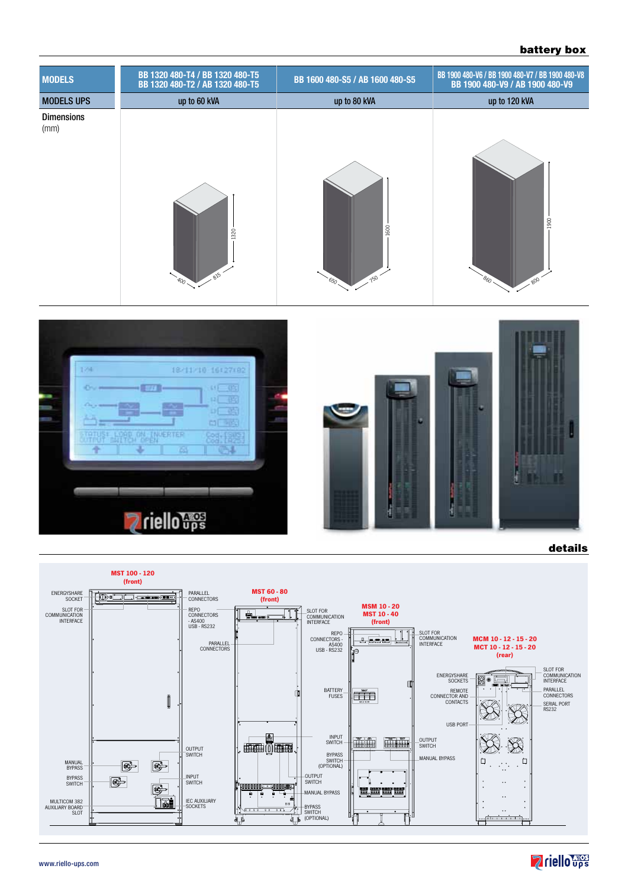## battery box

| MODELS | BB 1320 480-T4 / BB 1320 480-T5<br>BB 1320 480-T2 / AB 1320 480-T5 | BB 1600 480-S5 / AB 1600 480-S5 | BB 1900 480-V6 / BB 1900 480-V7 / BB 1900 480-V8<br>BB 1900 480-V9 / AB 1900 480-V9 |
|---|---|---|---|
| MODELS UPS | up to 60 kVA | up to 80 kVA | up to 120 kVA |
| Dimensions (mm) | 400 × 815 × 1320 | 650 × 750 × 1600 | 860 × 800 × 1900 |

## details

**MST 100 - 120 (front)**

- ENERGYSHARE SOCKET
- SLOT FOR COMMUNICATION INTERFACE
- PARALLEL CONNECTORS
- REPO CONNECTORS - AS400 USB - RS232
- MANUAL BYPASS
- BYPASS SWITCH
- OUTPUT SWITCH
- INPUT SWITCH
- MULTICOM 382 AUXILIARY BOARD SLOT
- IEC AUXILIARY SOCKETS

**MST 60 - 80 (front)**

- PARALLEL CONNECTORS
- SLOT FOR COMMUNICATION INTERFACE
- REPO CONNECTORS - AS400 USB - RS232
- INPUT SWITCH
- BYPASS SWITCH (OPTIONAL)
- OUTPUT SWITCH
- MANUAL BYPASS
- BYPASS SWITCH (OPTIONAL)

**MSM 10 - 20**
**MST 10 - 40 (front)**

- SLOT FOR COMMUNICATION INTERFACE
- BATTERY FUSES
- OUTPUT SWITCH
- MANUAL BYPASS

**MCM 10 - 12 - 15 - 20**
**MCT 10 - 12 - 15 - 20 (rear)**

- ENERGYSHARE SOCKETS
- REMOTE CONNECTOR AND CONTACTS
- USB PORT
- SLOT FOR COMMUNICATION INTERFACE
- PARALLEL CONNECTORS
- SERIAL PORT RS232

www.riello-ups.com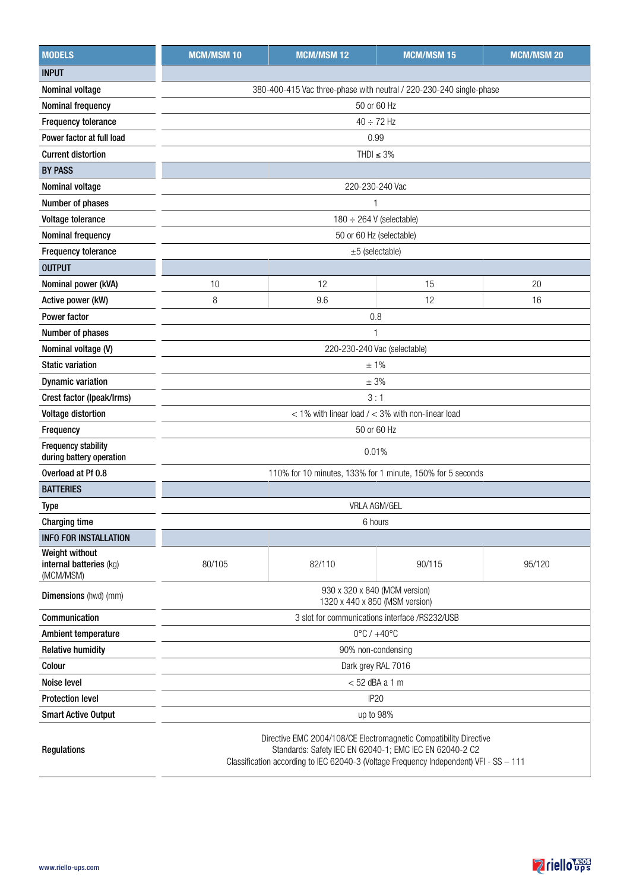| MODELS | MCM/MSM 10 | MCM/MSM 12 | MCM/MSM 15 | MCM/MSM 20 |
|---|---|---|---|---|
| **INPUT** | | | | |
| Nominal voltage | 380-400-415 Vac three-phase with neutral / 220-230-240 single-phase | | | |
| Nominal frequency | 50 or 60 Hz | | | |
| Frequency tolerance | 40 ÷ 72 Hz | | | |
| Power factor at full load | 0.99 | | | |
| Current distortion | THDI ≤ 3% | | | |
| **BY PASS** | | | | |
| Nominal voltage | 220-230-240 Vac | | | |
| Number of phases | 1 | | | |
| Voltage tolerance | 180 ÷ 264 V (selectable) | | | |
| Nominal frequency | 50 or 60 Hz (selectable) | | | |
| Frequency tolerance | ±5 (selectable) | | | |
| **OUTPUT** | | | | |
| Nominal power (kVA) | 10 | 12 | 15 | 20 |
| Active power (kW) | 8 | 9.6 | 12 | 16 |
| Power factor | 0.8 | | | |
| Number of phases | 1 | | | |
| Nominal voltage (V) | 220-230-240 Vac (selectable) | | | |
| Static variation | ± 1% | | | |
| Dynamic variation | ± 3% | | | |
| Crest factor (Ipeak/Irms) | 3 : 1 | | | |
| Voltage distortion | < 1% with linear load / < 3% with non-linear load | | | |
| Frequency | 50 or 60 Hz | | | |
| Frequency stability during battery operation | 0.01% | | | |
| Overload at Pf 0.8 | 110% for 10 minutes, 133% for 1 minute, 150% for 5 seconds | | | |
| **BATTERIES** | | | | |
| Type | VRLA AGM/GEL | | | |
| Charging time | 6 hours | | | |
| **INFO FOR INSTALLATION** | | | | |
| Weight without internal batteries (kg) (MCM/MSM) | 80/105 | 82/110 | 90/115 | 95/120 |
| Dimensions (hwd) (mm) | 930 x 320 x 840 (MCM version) 1320 x 440 x 850 (MSM version) | | | |
| Communication | 3 slot for communications interface /RS232/USB | | | |
| Ambient temperature | 0°C / +40°C | | | |
| Relative humidity | 90% non-condensing | | | |
| Colour | Dark grey RAL 7016 | | | |
| Noise level | < 52 dBA a 1 m | | | |
| Protection level | IP20 | | | |
| Smart Active Output | up to 98% | | | |
| Regulations | Directive EMC 2004/108/CE Electromagnetic Compatibility Directive Standards: Safety IEC EN 62040-1; EMC IEC EN 62040-2 C2 Classification according to IEC 62040-3 (Voltage Frequency Independent) VFI - SS – 111 | | | |

www.riello-ups.com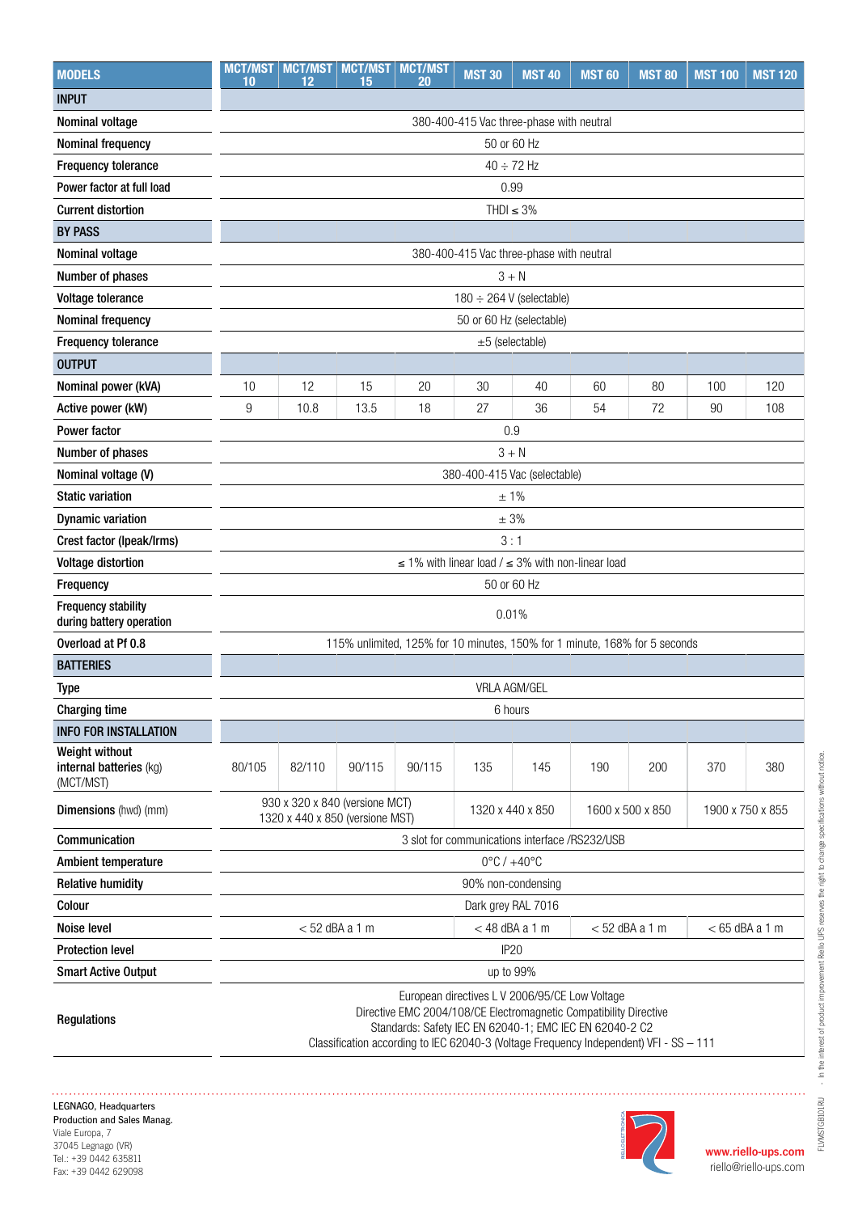| MODELS | MCT/MST 10 | MCT/MST 12 | MCT/MST 15 | MCT/MST 20 | MST 30 | MST 40 | MST 60 | MST 80 | MST 100 | MST 120 |
|---|---|---|---|---|---|---|---|---|---|---|
| **INPUT** | | | | | | | | | | |
| Nominal voltage | 380-400-415 Vac three-phase with neutral | | | | | | | | | |
| Nominal frequency | 50 or 60 Hz | | | | | | | | | |
| Frequency tolerance | 40 ÷ 72 Hz | | | | | | | | | |
| Power factor at full load | 0.99 | | | | | | | | | |
| Current distortion | THDI ≤ 3% | | | | | | | | | |
| **BY PASS** | | | | | | | | | | |
| Nominal voltage | 380-400-415 Vac three-phase with neutral | | | | | | | | | |
| Number of phases | 3 + N | | | | | | | | | |
| Voltage tolerance | 180 ÷ 264 V (selectable) | | | | | | | | | |
| Nominal frequency | 50 or 60 Hz (selectable) | | | | | | | | | |
| Frequency tolerance | ±5 (selectable) | | | | | | | | | |
| **OUTPUT** | | | | | | | | | | |
| Nominal power (kVA) | 10 | 12 | 15 | 20 | 30 | 40 | 60 | 80 | 100 | 120 |
| Active power (kW) | 9 | 10.8 | 13.5 | 18 | 27 | 36 | 54 | 72 | 90 | 108 |
| Power factor | 0.9 | | | | | | | | | |
| Number of phases | 3 + N | | | | | | | | | |
| Nominal voltage (V) | 380-400-415 Vac (selectable) | | | | | | | | | |
| Static variation | ± 1% | | | | | | | | | |
| Dynamic variation | ± 3% | | | | | | | | | |
| Crest factor (Ipeak/Irms) | 3 : 1 | | | | | | | | | |
| Voltage distortion | ≤ 1% with linear load / ≤ 3% with non-linear load | | | | | | | | | |
| Frequency | 50 or 60 Hz | | | | | | | | | |
| Frequency stability during battery operation | 0.01% | | | | | | | | | |
| Overload at Pf 0.8 | 115% unlimited, 125% for 10 minutes, 150% for 1 minute, 168% for 5 seconds | | | | | | | | | |
| **BATTERIES** | | | | | | | | | | |
| Type | VRLA AGM/GEL | | | | | | | | | |
| Charging time | 6 hours | | | | | | | | | |
| **INFO FOR INSTALLATION** | | | | | | | | | | |
| Weight without internal batteries (kg) (MCT/MST) | 80/105 | 82/110 | 90/115 | 90/115 | 135 | 145 | 190 | 200 | 370 | 380 |
| Dimensions (hwd) (mm) | 930 x 320 x 840 (versione MCT) 1320 x 440 x 850 (versione MST) | | | | 1320 x 440 x 850 | | 1600 x 500 x 850 | | 1900 x 750 x 855 | |
| Communication | 3 slot for communications interface /RS232/USB | | | | | | | | | |
| Ambient temperature | 0°C / +40°C | | | | | | | | | |
| Relative humidity | 90% non-condensing | | | | | | | | | |
| Colour | Dark grey RAL 7016 | | | | | | | | | |
| Noise level | < 52 dBA a 1 m | | | | < 48 dBA a 1 m | | < 52 dBA a 1 m | | < 65 dBA a 1 m | |
| Protection level | IP20 | | | | | | | | | |
| Smart Active Output | up to 99% | | | | | | | | | |
| Regulations | European directives L V 2006/95/CE Low Voltage Directive EMC 2004/108/CE Electromagnetic Compatibility Directive Standards: Safety IEC EN 62040-1; EMC IEC EN 62040-2 C2 Classification according to IEC 62040-3 (Voltage Frequency Independent) VFI - SS – 111 | | | | | | | | | |

**LEGNAGO, Headquarters**
**Production and Sales Manag.**
Viale Europa, 7
37045 Legnago (VR)
Tel.: +39 0442 635811
Fax: +39 0442 629098

**www.riello-ups.com**
riello@riello-ups.com

FLWMSTGB101RU - In the interest of product improvement Riello UPS reserves the right to change specifications without notice.